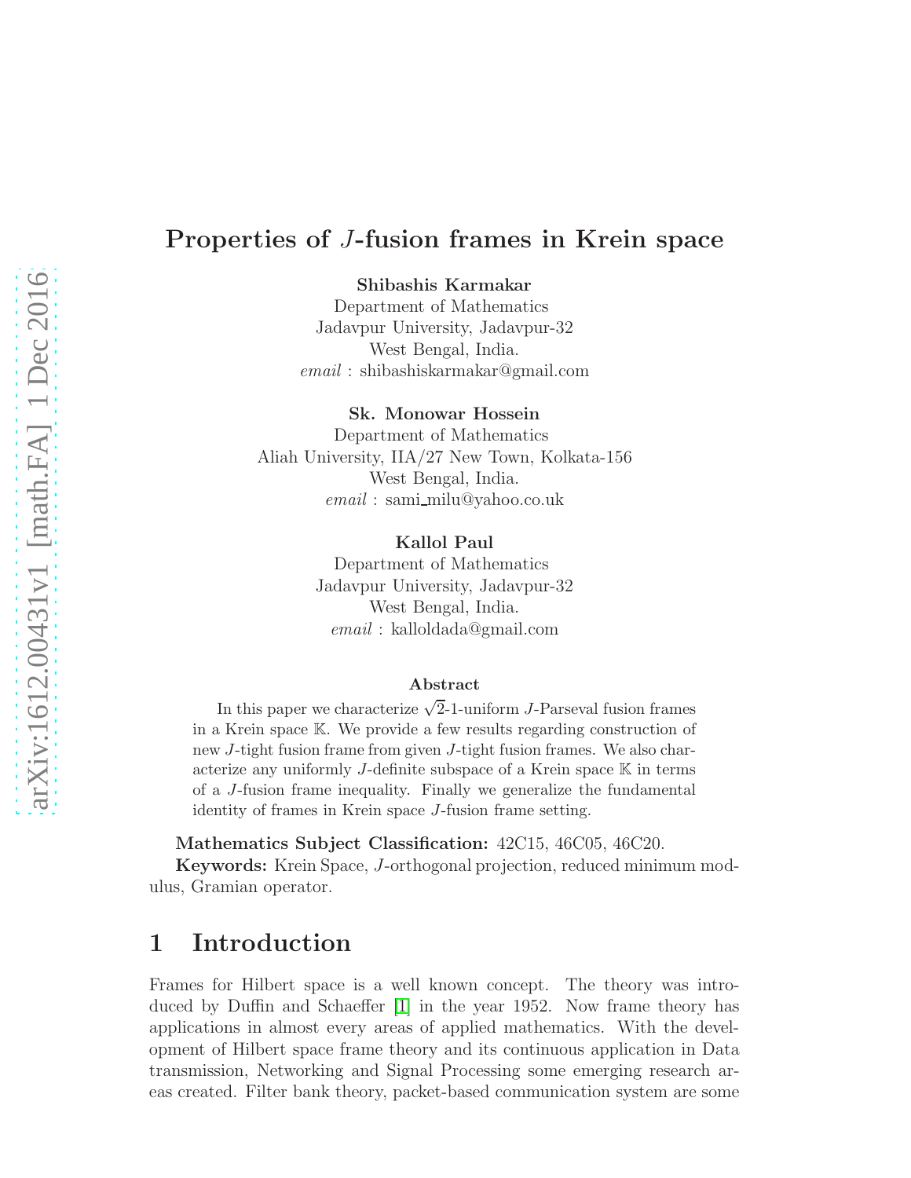# Properties of $J$-fusion frames in Krein space

**Shibashis Karmakar**
Department of Mathematics
Jadavpur University, Jadavpur-32
West Bengal, India.
*email* : shibashiskarmakar@gmail.com

**Sk. Monowar Hossein**
Department of Mathematics
Aliah University, IIA/27 New Town, Kolkata-156
West Bengal, India.
*email* : sami_milu@yahoo.co.uk

**Kallol Paul**
Department of Mathematics
Jadavpur University, Jadavpur-32
West Bengal, India.
*email* : kalloldada@gmail.com

### Abstract

In this paper we characterize $\sqrt{2}$-1-uniform $J$-Parseval fusion frames in a Krein space $\mathbb{K}$. We provide a few results regarding construction of new $J$-tight fusion frame from given $J$-tight fusion frames. We also characterize any uniformly $J$-definite subspace of a Krein space $\mathbb{K}$ in terms of a $J$-fusion frame inequality. Finally we generalize the fundamental identity of frames in Krein space $J$-fusion frame setting.

**Mathematics Subject Classification:** 42C15, 46C05, 46C20.

**Keywords:** Krein Space, $J$-orthogonal projection, reduced minimum modulus, Gramian operator.

## 1 Introduction

Frames for Hilbert space is a well known concept. The theory was introduced by Duffin and Schaeffer [1] in the year 1952. Now frame theory has applications in almost every areas of applied mathematics. With the development of Hilbert space frame theory and its continuous application in Data transmission, Networking and Signal Processing some emerging research areas created. Filter bank theory, packet-based communication system are some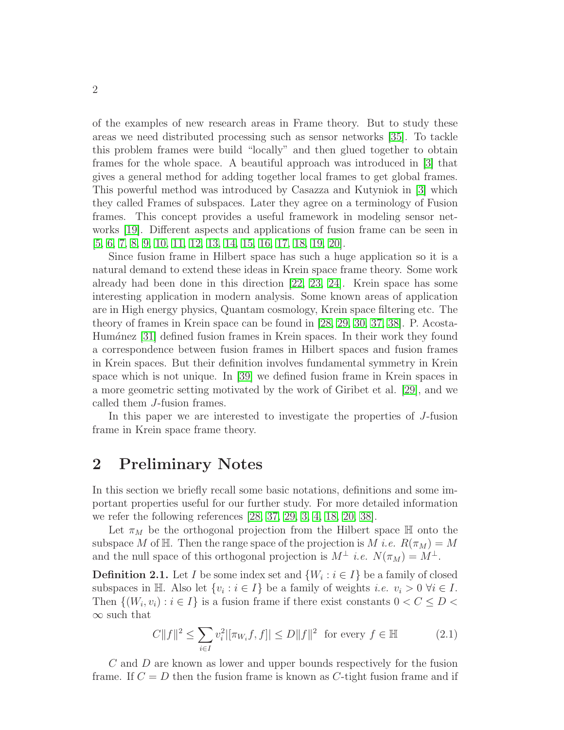of the examples of new research areas in Frame theory. But to study these areas we need distributed processing such as sensor networks [35]. To tackle this problem frames were build "locally" and then glued together to obtain frames for the whole space. A beautiful approach was introduced in [3] that gives a general method for adding together local frames to get global frames. This powerful method was introduced by Casazza and Kutyniok in [3] which they called Frames of subspaces. Later they agree on a terminology of Fusion frames. This concept provides a useful framework in modeling sensor networks [19]. Different aspects and applications of fusion frame can be seen in [5, 6, 7, 8, 9, 10, 11, 12, 13, 14, 15, 16, 17, 18, 19, 20].

Since fusion frame in Hilbert space has such a huge application so it is a natural demand to extend these ideas in Krein space frame theory. Some work already had been done in this direction [22, 23, 24]. Krein space has some interesting application in modern analysis. Some known areas of application are in High energy physics, Quantam cosmology, Krein space filtering etc. The theory of frames in Krein space can be found in [28, 29, 30, 37, 38]. P. Acosta-Humánez [31] defined fusion frames in Krein spaces. In their work they found a correspondence between fusion frames in Hilbert spaces and fusion frames in Krein spaces. But their definition involves fundamental symmetry in Krein space which is not unique. In [39] we defined fusion frame in Krein spaces in a more geometric setting motivated by the work of Giribet et al. [29], and we called them $J$-fusion frames.

In this paper we are interested to investigate the properties of $J$-fusion frame in Krein space frame theory.

## 2 Preliminary Notes

In this section we briefly recall some basic notations, definitions and some important properties useful for our further study. For more detailed information we refer the following references [28, 37, 29, 3, 4, 18, 20, 38].

Let $\pi_M$ be the orthogonal projection from the Hilbert space $\mathbb{H}$ onto the subspace $M$ of $\mathbb{H}$. Then the range space of the projection is $M$ *i.e.* $R(\pi_M) = M$ and the null space of this orthogonal projection is $M^{\perp}$ *i.e.* $N(\pi_M) = M^{\perp}$.

**Definition 2.1.** Let $I$ be some index set and $\{W_i : i \in I\}$ be a family of closed subspaces in $\mathbb{H}$. Also let $\{v_i : i \in I\}$ be a family of weights *i.e.* $v_i > 0 \ \forall i \in I$. Then $\{(W_i, v_i) : i \in I\}$ is a fusion frame if there exist constants $0 < C \leq D < \infty$ such that

$$C\|f\|^2 \leq \sum_{i \in I} v_i^2 |[\pi_{W_i} f, f]| \leq D\|f\|^2 \ \text{ for every } f \in \mathbb{H} \tag{2.1}$$

$C$ and $D$ are known as lower and upper bounds respectively for the fusion frame. If $C = D$ then the fusion frame is known as $C$-tight fusion frame and if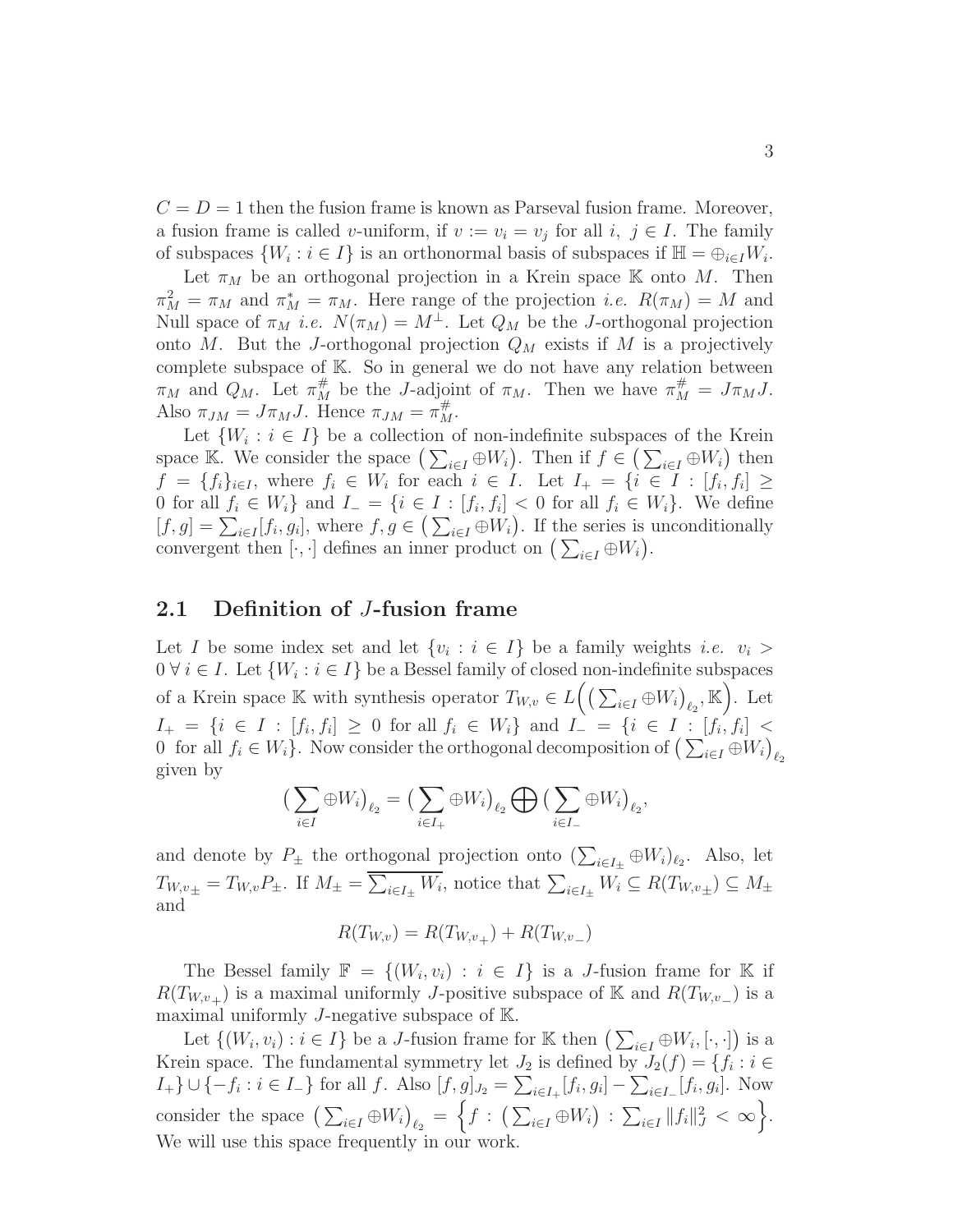$C = D = 1$ then the fusion frame is known as Parseval fusion frame. Moreover, a fusion frame is called $v$-uniform, if $v := v_i = v_j$ for all $i,\ j \in I$. The family of subspaces $\{W_i : i \in I\}$ is an orthonormal basis of subspaces if $\mathbb{H} = \oplus_{i\in I} W_i$.

Let $\pi_M$ be an orthogonal projection in a Krein space $\mathbb{K}$ onto $M$. Then $\pi_M^2 = \pi_M$ and $\pi_M^* = \pi_M$. Here range of the projection *i.e.* $R(\pi_M) = M$ and Null space of $\pi_M$ *i.e.* $N(\pi_M) = M^{\perp}$. Let $Q_M$ be the $J$-orthogonal projection onto $M$. But the $J$-orthogonal projection $Q_M$ exists if $M$ is a projectively complete subspace of $\mathbb{K}$. So in general we do not have any relation between $\pi_M$ and $Q_M$. Let $\pi_M^{\#}$ be the $J$-adjoint of $\pi_M$. Then we have $\pi_M^{\#} = J\pi_M J$. Also $\pi_{JM} = J\pi_M J$. Hence $\pi_{JM} = \pi_M^{\#}$.

Let $\{W_i : i \in I\}$ be a collection of non-indefinite subspaces of the Krein space $\mathbb{K}$. We consider the space $\big(\sum_{i\in I} \oplus W_i\big)$. Then if $f \in \big(\sum_{i\in I} \oplus W_i\big)$ then $f = \{f_i\}_{i\in I}$, where $f_i \in W_i$ for each $i \in I$. Let $I_+ = \{i \in I : [f_i, f_i] \geq 0$ for all $f_i \in W_i\}$ and $I_- = \{i \in I : [f_i, f_i] < 0$ for all $f_i \in W_i\}$. We define $[f, g] = \sum_{i\in I}[f_i, g_i]$, where $f, g \in \big(\sum_{i\in I} \oplus W_i\big)$. If the series is unconditionally convergent then $[\cdot,\cdot]$ defines an inner product on $\big(\sum_{i\in I} \oplus W_i\big)$.

## 2.1 Definition of $J$-fusion frame

Let $I$ be some index set and let $\{v_i : i \in I\}$ be a family weights *i.e.* $v_i > 0\ \forall\, i \in I$. Let $\{W_i : i \in I\}$ be a Bessel family of closed non-indefinite subspaces of a Krein space $\mathbb{K}$ with synthesis operator $T_{W,v} \in L\Big(\big(\sum_{i\in I} \oplus W_i\big)_{\ell_2}, \mathbb{K}\Big)$. Let $I_+ = \{i \in I : [f_i, f_i] \geq 0$ for all $f_i \in W_i\}$ and $I_- = \{i \in I : [f_i, f_i] < 0$ for all $f_i \in W_i\}$. Now consider the orthogonal decomposition of $\big(\sum_{i\in I} \oplus W_i\big)_{\ell_2}$ given by

$$\big(\sum_{i\in I} \oplus W_i\big)_{\ell_2} = \big(\sum_{i\in I_+} \oplus W_i\big)_{\ell_2} \bigoplus \big(\sum_{i\in I_-} \oplus W_i\big)_{\ell_2},$$

and denote by $P_\pm$ the orthogonal projection onto $(\sum_{i\in I_\pm} \oplus W_i)_{\ell_2}$. Also, let $T_{W,v_\pm} = T_{W,v}P_\pm$. If $M_\pm = \overline{\sum_{i\in I_\pm} W_i}$, notice that $\sum_{i\in I_\pm} W_i \subseteq R(T_{W,v_\pm}) \subseteq M_\pm$ and

$$R(T_{W,v}) = R(T_{W,v_+}) + R(T_{W,v_-})$$

The Bessel family $\mathbb{F} = \{(W_i, v_i) : i \in I\}$ is a $J$-fusion frame for $\mathbb{K}$ if $R(T_{W,v_+})$ is a maximal uniformly $J$-positive subspace of $\mathbb{K}$ and $R(T_{W,v_-})$ is a maximal uniformly $J$-negative subspace of $\mathbb{K}$.

Let $\{(W_i, v_i) : i \in I\}$ be a $J$-fusion frame for $\mathbb{K}$ then $\big(\sum_{i\in I} \oplus W_i, [\cdot,\cdot]\big)$ is a Krein space. The fundamental symmetry let $J_2$ is defined by $J_2(f) = \{f_i : i \in I_+\} \cup \{-f_i : i \in I_-\}$ for all $f$. Also $[f, g]_{J_2} = \sum_{i\in I_+}[f_i, g_i] - \sum_{i\in I_-}[f_i, g_i]$. Now consider the space $\big(\sum_{i\in I} \oplus W_i\big)_{\ell_2} = \Big\{f : \big(\sum_{i\in I} \oplus W_i\big) : \sum_{i\in I} \|f_i\|_J^2 < \infty\Big\}$. We will use this space frequently in our work.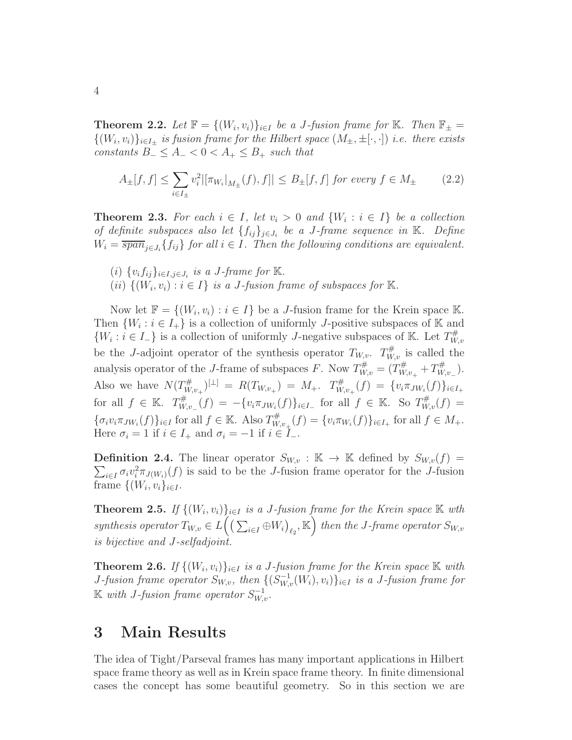**Theorem 2.2.** *Let $\mathbb{F} = \{(W_i, v_i)\}_{i \in I}$ be a $J$-fusion frame for $\mathbb{K}$. Then $\mathbb{F}_{\pm} = \{(W_i, v_i)\}_{i \in I_{\pm}}$ is fusion frame for the Hilbert space $(M_{\pm}, \pm[\cdot, \cdot])$ i.e. there exists constants $B_- \leq A_- < 0 < A_+ \leq B_+$ such that*

$$A_{\pm}[f, f] \leq \sum_{i \in I_{\pm}} v_i^2 |[\pi_{W_i}|_{M_{\pm}}(f), f]| \leq B_{\pm}[f, f] \text{ for every } f \in M_{\pm} \tag{2.2}$$

**Theorem 2.3.** *For each $i \in I$, let $v_i > 0$ and $\{W_i : i \in I\}$ be a collection of definite subspaces also let $\{f_{ij}\}_{j \in J_i}$ be a $J$-frame sequence in $\mathbb{K}$. Define $W_i = \overline{span}_{j \in J_i}\{f_{ij}\}$ for all $i \in I$. Then the following conditions are equivalent.*

*(i) $\{v_i f_{ij}\}_{i \in I, j \in J_i}$ is a $J$-frame for $\mathbb{K}$.*

*(ii) $\{(W_i, v_i) : i \in I\}$ is a $J$-fusion frame of subspaces for $\mathbb{K}$.*

Now let $\mathbb{F} = \{(W_i, v_i) : i \in I\}$ be a $J$-fusion frame for the Krein space $\mathbb{K}$. Then $\{W_i : i \in I_+\}$ is a collection of uniformly $J$-positive subspaces of $\mathbb{K}$ and $\{W_i : i \in I_-\}$ is a collection of uniformly $J$-negative subspaces of $\mathbb{K}$. Let $T_{W,v}^{\#}$ be the $J$-adjoint operator of the synthesis operator $T_{W,v}$. $T_{W,v}^{\#}$ is called the analysis operator of the $J$-frame of subspaces $F$. Now $T_{W,v}^{\#} = (T_{W,v_+}^{\#} + T_{W,v_-}^{\#})$. Also we have $N(T_{W,v_+}^{\#})^{[\perp]} = R(T_{W,v_+}) = M_+$. $T_{W,v_+}^{\#}(f) = \{v_i \pi_{JW_i}(f)\}_{i \in I_+}$ for all $f \in \mathbb{K}$. $T_{W,v_-}^{\#}(f) = -\{v_i \pi_{JW_i}(f)\}_{i \in I_-}$ for all $f \in \mathbb{K}$. So $T_{W,v}^{\#}(f) = \{\sigma_i v_i \pi_{JW_i}(f)\}_{i \in I}$ for all $f \in \mathbb{K}$. Also $T_{W,v_+}^{\#}(f) = \{v_i \pi_{W_i}(f)\}_{i \in I_+}$ for all $f \in M_+$. Here $\sigma_i = 1$ if $i \in I_+$ and $\sigma_i = -1$ if $i \in I_-$.

**Definition 2.4.** The linear operator $S_{W,v} : \mathbb{K} \to \mathbb{K}$ defined by $S_{W,v}(f) = \sum_{i \in I} \sigma_i v_i^2 \pi_{J(W_i)}(f)$ is said to be the $J$-fusion frame operator for the $J$-fusion frame $\{(W_i, v_i\}_{i \in I}$.

**Theorem 2.5.** *If $\{(W_i, v_i)\}_{i \in I}$ is a $J$-fusion frame for the Krein space $\mathbb{K}$ wth synthesis operator $T_{W,v} \in L\Big(\big(\sum_{i \in I} \oplus W_i\big)_{\ell_2}, \mathbb{K}\Big)$ then the $J$-frame operator $S_{W,v}$ is bijective and $J$-selfadjoint.*

**Theorem 2.6.** *If $\{(W_i, v_i)\}_{i \in I}$ is a $J$-fusion frame for the Krein space $\mathbb{K}$ with $J$-fusion frame operator $S_{W,v}$, then $\{(S_{W,v}^{-1}(W_i), v_i)\}_{i \in I}$ is a $J$-fusion frame for $\mathbb{K}$ with $J$-fusion frame operator $S_{W,v}^{-1}$.*

# 3 Main Results

The idea of Tight/Parseval frames has many important applications in Hilbert space frame theory as well as in Krein space frame theory. In finite dimensional cases the concept has some beautiful geometry. So in this section we are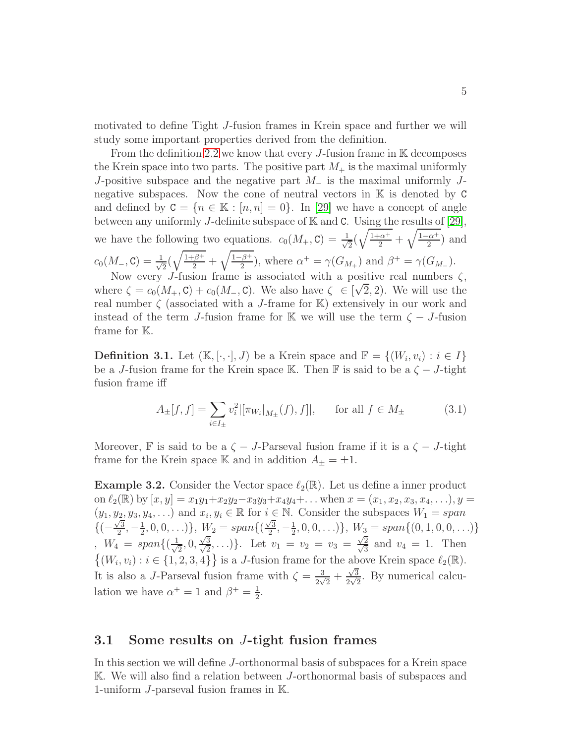motivated to define Tight $J$-fusion frames in Krein space and further we will study some important properties derived from the definition.

From the definition 2.2 we know that every $J$-fusion frame in $\mathbb{K}$ decomposes the Krein space into two parts. The positive part $M_+$ is the maximal uniformly $J$-positive subspace and the negative part $M_-$ is the maximal uniformly $J$-negative subspaces. Now the cone of neutral vectors in $\mathbb{K}$ is denoted by $\mathtt{C}$ and defined by $\mathtt{C} = \{n \in \mathbb{K} : [n, n] = 0\}$. In [29] we have a concept of angle between any uniformly $J$-definite subspace of $\mathbb{K}$ and $\mathtt{C}$. Using the results of [29], we have the following two equations. $c_0(M_+, \mathtt{C}) = \frac{1}{\sqrt{2}}(\sqrt{\frac{1+\alpha^+}{2}} + \sqrt{\frac{1-\alpha^+}{2}})$ and $c_0(M_-, \mathtt{C}) = \frac{1}{\sqrt{2}}(\sqrt{\frac{1+\beta^+}{2}} + \sqrt{\frac{1-\beta^+}{2}})$, where $\alpha^+ = \gamma(G_{M_+})$ and $\beta^+ = \gamma(G_{M_-})$.

Now every $J$-fusion frame is associated with a positive real numbers $\zeta$, where $\zeta = c_0(M_+, \mathtt{C}) + c_0(M_-, \mathtt{C})$. We also have $\zeta \in [\sqrt{2}, 2)$. We will use the real number $\zeta$ (associated with a $J$-frame for $\mathbb{K}$) extensively in our work and instead of the term $J$-fusion frame for $\mathbb{K}$ we will use the term $\zeta - J$-fusion frame for $\mathbb{K}$.

**Definition 3.1.** Let $(\mathbb{K}, [\cdot, \cdot], J)$ be a Krein space and $\mathbb{F} = \{(W_i, v_i) : i \in I\}$ be a $J$-fusion frame for the Krein space $\mathbb{K}$. Then $\mathbb{F}$ is said to be a $\zeta - J$-tight fusion frame iff

$$A_\pm[f, f] = \sum_{i \in I_\pm} v_i^2 |[\pi_{W_i}|_{M_\pm}(f), f]|, \qquad \text{for all } f \in M_\pm \tag{3.1}$$

Moreover, $\mathbb{F}$ is said to be a $\zeta - J$-Parseval fusion frame if it is a $\zeta - J$-tight frame for the Krein space $\mathbb{K}$ and in addition $A_\pm = \pm 1$.

**Example 3.2.** Consider the Vector space $\ell_2(\mathbb{R})$. Let us define a inner product on $\ell_2(\mathbb{R})$ by $[x, y] = x_1y_1 + x_2y_2 - x_3y_3 + x_4y_4 + \ldots$ when $x = (x_1, x_2, x_3, x_4, \ldots), y = (y_1, y_2, y_3, y_4, \ldots)$ and $x_i, y_i \in \mathbb{R}$ for $i \in \mathbb{N}$. Consider the subspaces $W_1 = span\{(-\frac{\sqrt{3}}{2}, -\frac{1}{2}, 0, 0, \ldots)\}$, $W_2 = span\{(\frac{\sqrt{3}}{2}, -\frac{1}{2}, 0, 0, \ldots)\}$, $W_3 = span\{(0, 1, 0, 0, \ldots)\}$, $W_4 = span\{(\frac{1}{\sqrt{2}}, 0, \frac{\sqrt{3}}{\sqrt{2}}, \ldots)\}$. Let $v_1 = v_2 = v_3 = \frac{\sqrt{2}}{\sqrt{3}}$ and $v_4 = 1$. Then $\{(W_i, v_i) : i \in \{1, 2, 3, 4\}\}$ is a $J$-fusion frame for the above Krein space $\ell_2(\mathbb{R})$. It is also a $J$-Parseval fusion frame with $\zeta = \frac{3}{2\sqrt{2}} + \frac{\sqrt{3}}{2\sqrt{2}}$. By numerical calculation we have $\alpha^+ = 1$ and $\beta^+ = \frac{1}{2}$.

## 3.1 Some results on $J$-tight fusion frames

In this section we will define $J$-orthonormal basis of subspaces for a Krein space $\mathbb{K}$. We will also find a relation between $J$-orthonormal basis of subspaces and 1-uniform $J$-parseval fusion frames in $\mathbb{K}$.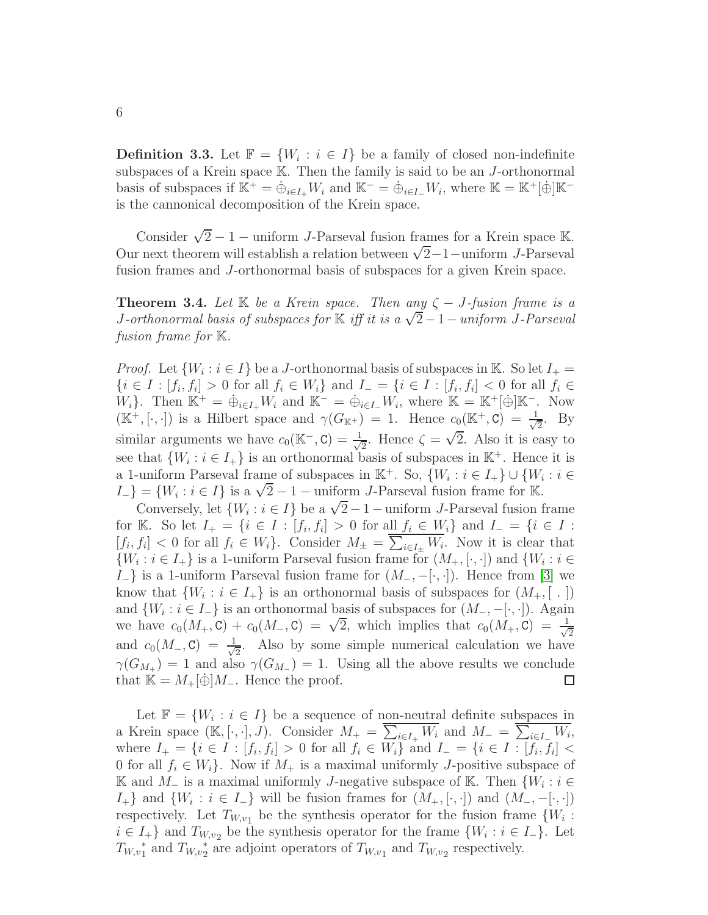**Definition 3.3.** Let $\mathbb{F} = \{W_i : i \in I\}$ be a family of closed non-indefinite subspaces of a Krein space $\mathbb{K}$. Then the family is said to be an $J$-orthonormal basis of subspaces if $\mathbb{K}^+ = \dot{\oplus}_{i \in I_+} W_i$ and $\mathbb{K}^- = \dot{\oplus}_{i \in I_-} W_i$, where $\mathbb{K} = \mathbb{K}^+[\dot{\oplus}]\mathbb{K}^-$ is the cannonical decomposition of the Krein space.

Consider $\sqrt{2} - 1 -$ uniform $J$-Parseval fusion frames for a Krein space $\mathbb{K}$. Our next theorem will establish a relation between $\sqrt{2}-1-$uniform $J$-Parseval fusion frames and $J$-orthonormal basis of subspaces for a given Krein space.

**Theorem 3.4.** *Let $\mathbb{K}$ be a Krein space. Then any $\zeta - J$-fusion frame is a $J$-orthonormal basis of subspaces for $\mathbb{K}$ iff it is a $\sqrt{2} - 1 -$ uniform $J$-Parseval fusion frame for $\mathbb{K}$.*

*Proof.* Let $\{W_i : i \in I\}$ be a $J$-orthonormal basis of subspaces in $\mathbb{K}$. So let $I_+ = \{i \in I : [f_i, f_i] > 0 \text{ for all } f_i \in W_i\}$ and $I_- = \{i \in I : [f_i, f_i] < 0 \text{ for all } f_i \in W_i\}$. Then $\mathbb{K}^+ = \dot{\oplus}_{i \in I_+} W_i$ and $\mathbb{K}^- = \dot{\oplus}_{i \in I_-} W_i$, where $\mathbb{K} = \mathbb{K}^+[\dot{\oplus}]\mathbb{K}^-$. Now $(\mathbb{K}^+, [\cdot, \cdot])$ is a Hilbert space and $\gamma(G_{\mathbb{K}^+}) = 1$. Hence $c_0(\mathbb{K}^+, \mathtt{C}) = \frac{1}{\sqrt{2}}$. By similar arguments we have $c_0(\mathbb{K}^-, \mathtt{C}) = \frac{1}{\sqrt{2}}$. Hence $\zeta = \sqrt{2}$. Also it is easy to see that $\{W_i : i \in I_+\}$ is an orthonormal basis of subspaces in $\mathbb{K}^+$. Hence it is a 1-uniform Parseval frame of subspaces in $\mathbb{K}^+$. So, $\{W_i : i \in I_+\} \cup \{W_i : i \in I_-\} = \{W_i : i \in I\}$ is a $\sqrt{2} - 1 -$ uniform $J$-Parseval fusion frame for $\mathbb{K}$.

Conversely, let $\{W_i : i \in I\}$ be a $\sqrt{2} - 1 -$ uniform $J$-Parseval fusion frame for $\mathbb{K}$. So let $I_+ = \{i \in I : [f_i, f_i] > 0 \text{ for all } f_i \in W_i\}$ and $I_- = \{i \in I : [f_i, f_i] < 0 \text{ for all } f_i \in W_i\}$. Consider $M_\pm = \overline{\sum_{i \in I_\pm} W_i}$. Now it is clear that $\{W_i : i \in I_+\}$ is a 1-uniform Parseval fusion frame for $(M_+, [\cdot, \cdot])$ and $\{W_i : i \in I_-\}$ is a 1-uniform Parseval fusion frame for $(M_-, -[\cdot, \cdot])$. Hence from [3] we know that $\{W_i : i \in I_+\}$ is an orthonormal basis of subspaces for $(M_+, [\ .\ ])$ and $\{W_i : i \in I_-\}$ is an orthonormal basis of subspaces for $(M_-, -[\cdot, \cdot])$. Again we have $c_0(M_+, \mathtt{C}) + c_0(M_-, \mathtt{C}) = \sqrt{2}$, which implies that $c_0(M_+, \mathtt{C}) = \frac{1}{\sqrt{2}}$ and $c_0(M_-, \mathtt{C}) = \frac{1}{\sqrt{2}}$. Also by some simple numerical calculation we have $\gamma(G_{M_+}) = 1$ and also $\gamma(G_{M_-}) = 1$. Using all the above results we conclude that $\mathbb{K} = M_+[\dot{\oplus}]M_-$. Hence the proof. $\square$

Let $\mathbb{F} = \{W_i : i \in I\}$ be a sequence of non-neutral definite subspaces in a Krein space $(\mathbb{K}, [\cdot, \cdot], J)$. Consider $M_+ = \overline{\sum_{i \in I_+} W_i}$ and $M_- = \overline{\sum_{i \in I_-} W_i}$, where $I_+ = \{i \in I : [f_i, f_i] > 0 \text{ for all } f_i \in W_i\}$ and $I_- = \{i \in I : [f_i, f_i] < 0 \text{ for all } f_i \in W_i\}$. Now if $M_+$ is a maximal uniformly $J$-positive subspace of $\mathbb{K}$ and $M_-$ is a maximal uniformly $J$-negative subspace of $\mathbb{K}$. Then $\{W_i : i \in I_+\}$ and $\{W_i : i \in I_-\}$ will be fusion frames for $(M_+, [\cdot, \cdot])$ and $(M_-, -[\cdot, \cdot])$ respectively. Let $T_{W,v_1}$ be the synthesis operator for the fusion frame $\{W_i : i \in I_+\}$ and $T_{W,v_2}$ be the synthesis operator for the frame $\{W_i : i \in I_-\}$. Let $T_{W,v_1}{}^*$ and $T_{W,v_2}{}^*$ are adjoint operators of $T_{W,v_1}$ and $T_{W,v_2}$ respectively.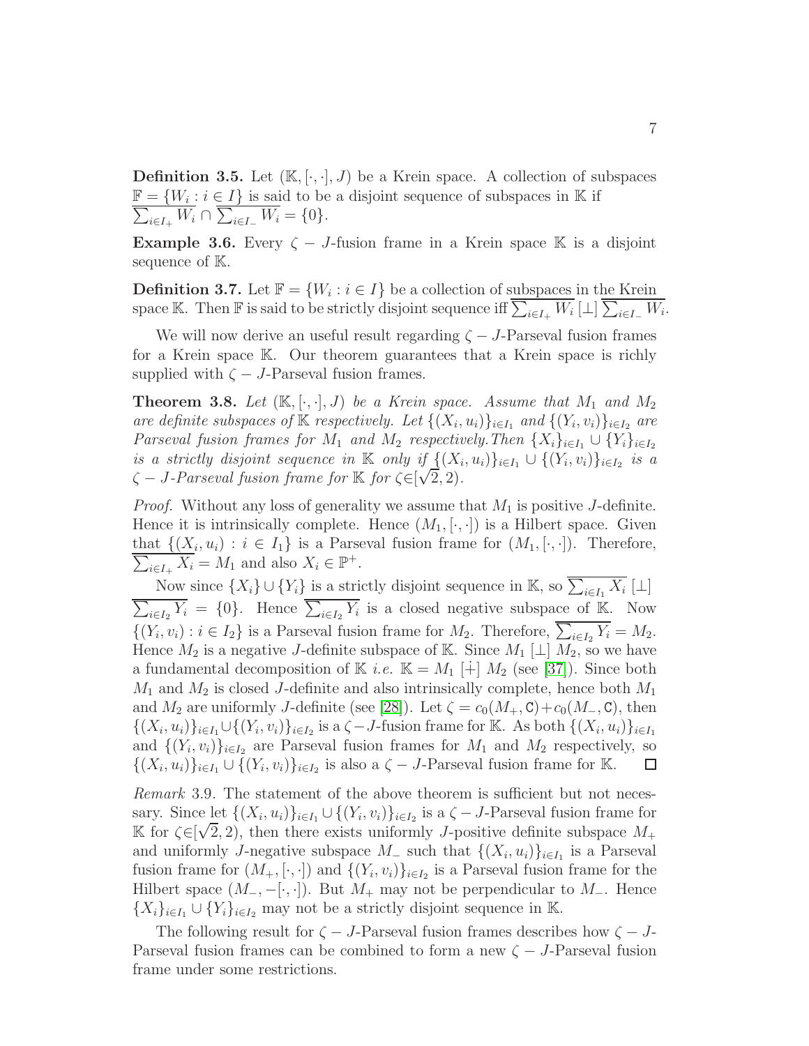**Definition 3.5.** Let $(\mathbb{K}, [\cdot, \cdot], J)$ be a Krein space. A collection of subspaces $\mathbb{F} = \{W_i : i \in I\}$ is said to be a disjoint sequence of subspaces in $\mathbb{K}$ if $\overline{\sum_{i\in I_+} W_i} \cap \overline{\sum_{i\in I_-} W_i} = \{0\}$.

**Example 3.6.** Every $\zeta - J$-fusion frame in a Krein space $\mathbb{K}$ is a disjoint sequence of $\mathbb{K}$.

**Definition 3.7.** Let $\mathbb{F} = \{W_i : i \in I\}$ be a collection of subspaces in the Krein space $\mathbb{K}$. Then $\mathbb{F}$ is said to be strictly disjoint sequence iff $\overline{\sum_{i\in I_+} W_i}\, [\perp]\, \overline{\sum_{i\in I_-} W_i}$.

We will now derive an useful result regarding $\zeta - J$-Parseval fusion frames for a Krein space $\mathbb{K}$. Our theorem guarantees that a Krein space is richly supplied with $\zeta - J$-Parseval fusion frames.

**Theorem 3.8.** *Let $(\mathbb{K}, [\cdot, \cdot], J)$ be a Krein space. Assume that $M_1$ and $M_2$ are definite subspaces of $\mathbb{K}$ respectively. Let $\{(X_i, u_i)\}_{i\in I_1}$ and $\{(Y_i, v_i)\}_{i\in I_2}$ are Parseval fusion frames for $M_1$ and $M_2$ respectively.Then $\{X_i\}_{i\in I_1} \cup \{Y_i\}_{i\in I_2}$ is a strictly disjoint sequence in $\mathbb{K}$ only if $\{(X_i, u_i)\}_{i\in I_1} \cup \{(Y_i, v_i)\}_{i\in I_2}$ is a $\zeta - J$-Parseval fusion frame for $\mathbb{K}$ for $\zeta \in [\sqrt{2}, 2)$.*

*Proof.* Without any loss of generality we assume that $M_1$ is positive $J$-definite. Hence it is intrinsically complete. Hence $(M_1, [\cdot, \cdot])$ is a Hilbert space. Given that $\{(X_i, u_i) : i \in I_1\}$ is a Parseval fusion frame for $(M_1, [\cdot, \cdot])$. Therefore, $\overline{\sum_{i\in I_+} X_i} = M_1$ and also $X_i \in \mathbb{P}^+$.

Now since $\{X_i\} \cup \{Y_i\}$ is a strictly disjoint sequence in $\mathbb{K}$, so $\overline{\sum_{i\in I_1} X_i}\, [\perp]\, \overline{\sum_{i\in I_2} Y_i} = \{0\}$. Hence $\overline{\sum_{i\in I_2} Y_i}$ is a closed negative subspace of $\mathbb{K}$. Now $\{(Y_i, v_i) : i \in I_2\}$ is a Parseval fusion frame for $M_2$. Therefore, $\overline{\sum_{i\in I_2} Y_i} = M_2$. Hence $M_2$ is a negative $J$-definite subspace of $\mathbb{K}$. Since $M_1\, [\perp]\, M_2$, so we have a fundamental decomposition of $\mathbb{K}$ *i.e.* $\mathbb{K} = M_1\, [\dot{+}]\, M_2$ (see [37]). Since both $M_1$ and $M_2$ is closed $J$-definite and also intrinsically complete, hence both $M_1$ and $M_2$ are uniformly $J$-definite (see [28]). Let $\zeta = c_0(M_+, \mathtt{C}) + c_0(M_-, \mathtt{C})$, then $\{(X_i, u_i)\}_{i\in I_1} \cup \{(Y_i, v_i)\}_{i\in I_2}$ is a $\zeta - J$-fusion frame for $\mathbb{K}$. As both $\{(X_i, u_i)\}_{i\in I_1}$ and $\{(Y_i, v_i)\}_{i\in I_2}$ are Parseval fusion frames for $M_1$ and $M_2$ respectively, so $\{(X_i, u_i)\}_{i\in I_1} \cup \{(Y_i, v_i)\}_{i\in I_2}$ is also a $\zeta - J$-Parseval fusion frame for $\mathbb{K}$. ☐

*Remark* 3.9. The statement of the above theorem is sufficient but not necessary. Since let $\{(X_i, u_i)\}_{i\in I_1} \cup \{(Y_i, v_i)\}_{i\in I_2}$ is a $\zeta - J$-Parseval fusion frame for $\mathbb{K}$ for $\zeta \in [\sqrt{2}, 2)$, then there exists uniformly $J$-positive definite subspace $M_+$ and uniformly $J$-negative subspace $M_-$ such that $\{(X_i, u_i)\}_{i\in I_1}$ is a Parseval fusion frame for $(M_+, [\cdot, \cdot])$ and $\{(Y_i, v_i)\}_{i\in I_2}$ is a Parseval fusion frame for the Hilbert space $(M_-, -[\cdot, \cdot])$. But $M_+$ may not be perpendicular to $M_-$. Hence $\{X_i\}_{i\in I_1} \cup \{Y_i\}_{i\in I_2}$ may not be a strictly disjoint sequence in $\mathbb{K}$.

The following result for $\zeta - J$-Parseval fusion frames describes how $\zeta - J$-Parseval fusion frames can be combined to form a new $\zeta - J$-Parseval fusion frame under some restrictions.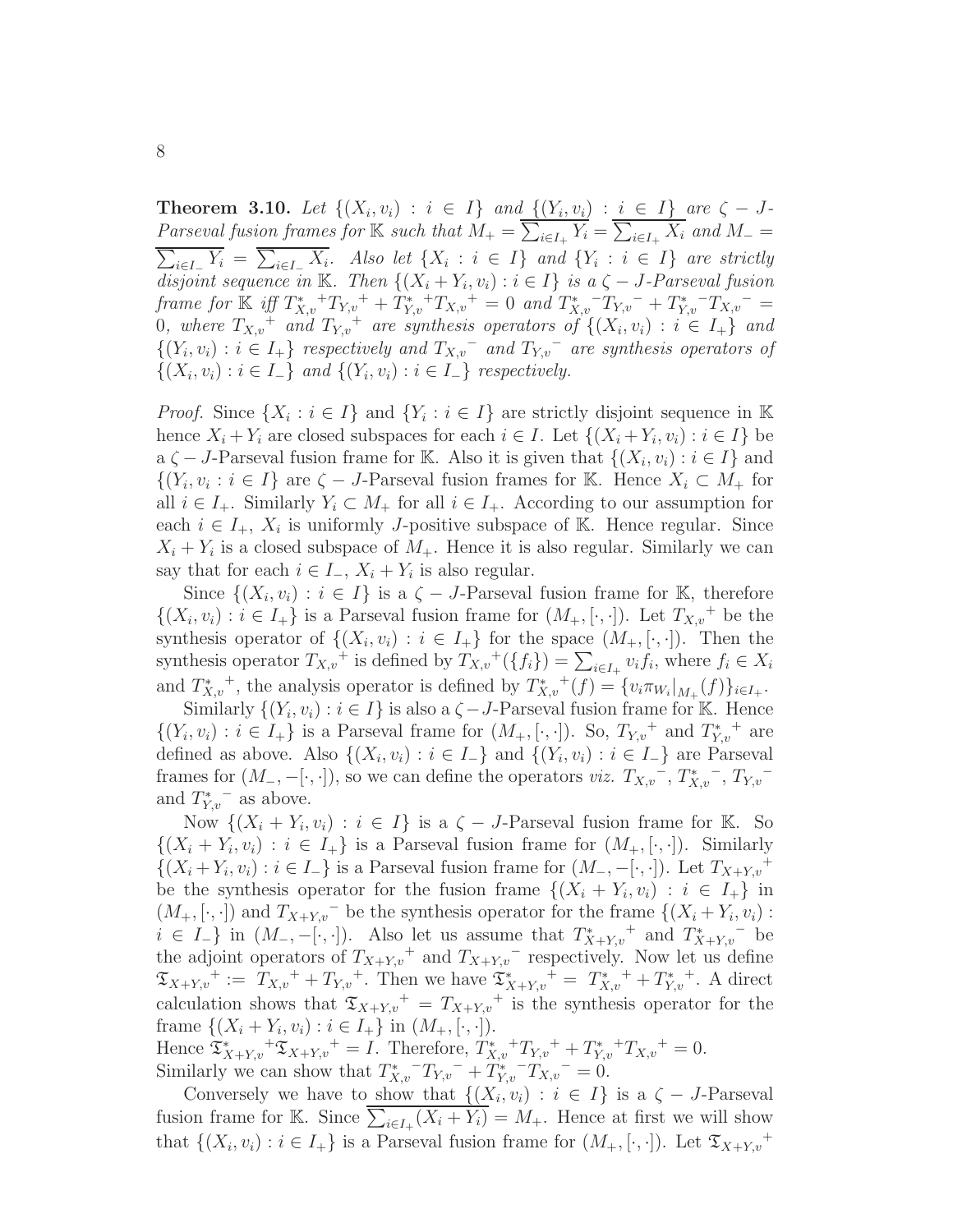**Theorem 3.10.** *Let $\{(X_i, v_i) : i \in I\}$ and $\{(Y_i, v_i) : i \in I\}$ are $\zeta - J$-Parseval fusion frames for $\mathbb{K}$ such that $M_+ = \overline{\sum_{i \in I_+} Y_i} = \overline{\sum_{i \in I_+} X_i}$ and $M_- = \overline{\sum_{i \in I_-} Y_i} = \overline{\sum_{i \in I_-} X_i}$. Also let $\{X_i : i \in I\}$ and $\{Y_i : i \in I\}$ are strictly disjoint sequence in $\mathbb{K}$. Then $\{(X_i + Y_i, v_i) : i \in I\}$ is a $\zeta - J$-Parseval fusion frame for $\mathbb{K}$ iff $T^*_{X,v}{}^+ T_{Y,v}{}^+ + T^*_{Y,v}{}^+ T_{X,v}{}^+ = 0$ and $T^*_{X,v}{}^- T_{Y,v}{}^- + T^*_{Y,v}{}^- T_{X,v}{}^- = 0$, where $T_{X,v}{}^+$ and $T_{Y,v}{}^+$ are synthesis operators of $\{(X_i, v_i) : i \in I_+\}$ and $\{(Y_i, v_i) : i \in I_+\}$ respectively and $T_{X,v}{}^-$ and $T_{Y,v}{}^-$ are synthesis operators of $\{(X_i, v_i) : i \in I_-\}$ and $\{(Y_i, v_i) : i \in I_-\}$ respectively.*

*Proof.* Since $\{X_i : i \in I\}$ and $\{Y_i : i \in I\}$ are strictly disjoint sequence in $\mathbb{K}$ hence $X_i + Y_i$ are closed subspaces for each $i \in I$. Let $\{(X_i + Y_i, v_i) : i \in I\}$ be a $\zeta - J$-Parseval fusion frame for $\mathbb{K}$. Also it is given that $\{(X_i, v_i) : i \in I\}$ and $\{(Y_i, v_i : i \in I\}$ are $\zeta - J$-Parseval fusion frames for $\mathbb{K}$. Hence $X_i \subset M_+$ for all $i \in I_+$. Similarly $Y_i \subset M_+$ for all $i \in I_+$. According to our assumption for each $i \in I_+$, $X_i$ is uniformly $J$-positive subspace of $\mathbb{K}$. Hence regular. Since $X_i + Y_i$ is a closed subspace of $M_+$. Hence it is also regular. Similarly we can say that for each $i \in I_-$, $X_i + Y_i$ is also regular.

Since $\{(X_i, v_i) : i \in I\}$ is a $\zeta - J$-Parseval fusion frame for $\mathbb{K}$, therefore $\{(X_i, v_i) : i \in I_+\}$ is a Parseval fusion frame for $(M_+, [\cdot, \cdot])$. Let $T_{X,v}{}^+$ be the synthesis operator of $\{(X_i, v_i) : i \in I_+\}$ for the space $(M_+, [\cdot, \cdot])$. Then the synthesis operator $T_{X,v}{}^+$ is defined by $T_{X,v}{}^+(\{f_i\}) = \sum_{i \in I_+} v_i f_i$, where $f_i \in X_i$ and $T^*_{X,v}{}^+$, the analysis operator is defined by $T^*_{X,v}{}^+(f) = \{v_i \pi_{W_i}|_{M_+}(f)\}_{i \in I_+}$.

Similarly $\{(Y_i, v_i) : i \in I\}$ is also a $\zeta - J$-Parseval fusion frame for $\mathbb{K}$. Hence $\{(Y_i, v_i) : i \in I_+\}$ is a Parseval frame for $(M_+, [\cdot, \cdot])$. So, $T_{Y,v}{}^+$ and $T^*_{Y,v}{}^+$ are defined as above. Also $\{(X_i, v_i) : i \in I_-\}$ and $\{(Y_i, v_i) : i \in I_-\}$ are Parseval frames for $(M_-, -[\cdot, \cdot])$, so we can define the operators *viz.* $T_{X,v}{}^-$, $T^*_{X,v}{}^-$, $T_{Y,v}{}^-$ and $T^*_{Y,v}{}^-$ as above.

Now $\{(X_i + Y_i, v_i) : i \in I\}$ is a $\zeta - J$-Parseval fusion frame for $\mathbb{K}$. So $\{(X_i + Y_i, v_i) : i \in I_+\}$ is a Parseval fusion frame for $(M_+, [\cdot, \cdot])$. Similarly $\{(X_i + Y_i, v_i) : i \in I_-\}$ is a Parseval fusion frame for $(M_-, -[\cdot, \cdot])$. Let $T_{X+Y,v}{}^+$ be the synthesis operator for the fusion frame $\{(X_i + Y_i, v_i) : i \in I_+\}$ in $(M_+, [\cdot, \cdot])$ and $T_{X+Y,v}{}^-$ be the synthesis operator for the frame $\{(X_i + Y_i, v_i) : i \in I_-\}$ in $(M_-, -[\cdot, \cdot])$. Also let us assume that $T^*_{X+Y,v}{}^+$ and $T^*_{X+Y,v}{}^-$ be the adjoint operators of $T_{X+Y,v}{}^+$ and $T_{X+Y,v}{}^-$ respectively. Now let us define $\mathfrak{T}_{X+Y,v}{}^+ := T_{X,v}{}^+ + T_{Y,v}{}^+$. Then we have $\mathfrak{T}^*_{X+Y,v}{}^+ = T^*_{X,v}{}^+ + T^*_{Y,v}{}^+$. A direct calculation shows that $\mathfrak{T}_{X+Y,v}{}^+ = T_{X+Y,v}{}^+$ is the synthesis operator for the frame $\{(X_i + Y_i, v_i) : i \in I_+\}$ in $(M_+, [\cdot, \cdot])$.
Hence $\mathfrak{T}^*_{X+Y,v}{}^+ \mathfrak{T}_{X+Y,v}{}^+ = I$. Therefore, $T^*_{X,v}{}^+ T_{Y,v}{}^+ + T^*_{Y,v}{}^+ T_{X,v}{}^+ = 0$.
Similarly we can show that $T^*_{X,v}{}^- T_{Y,v}{}^- + T^*_{Y,v}{}^- T_{X,v}{}^- = 0$.

Conversely we have to show that $\{(X_i, v_i) : i \in I\}$ is a $\zeta - J$-Parseval fusion frame for $\mathbb{K}$. Since $\overline{\sum_{i \in I_+}(X_i + Y_i)} = M_+$. Hence at first we will show that $\{(X_i, v_i) : i \in I_+\}$ is a Parseval fusion frame for $(M_+, [\cdot, \cdot])$. Let $\mathfrak{T}_{X+Y,v}{}^+$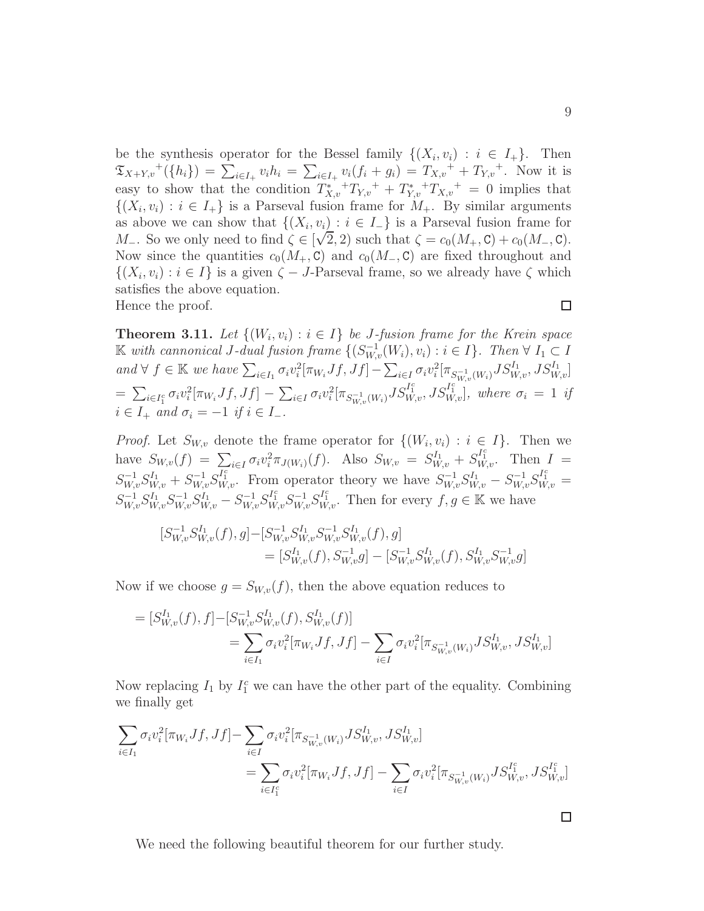be the synthesis operator for the Bessel family $\{(X_i, v_i) : i \in I_+\}$. Then $\mathfrak{T}_{X+Y,v}{}^{+}(\{h_i\}) = \sum_{i\in I_+} v_i h_i = \sum_{i\in I_+} v_i(f_i + g_i) = T_{X,v}{}^{+} + T_{Y,v}{}^{+}$. Now it is easy to show that the condition $T_{X,v}^{*}{}^{+}T_{Y,v}{}^{+} + T_{Y,v}^{*}{}^{+}T_{X,v}{}^{+} = 0$ implies that $\{(X_i, v_i) : i \in I_+\}$ is a Parseval fusion frame for $M_+$. By similar arguments as above we can show that $\{(X_i, v_i) : i \in I_-\}$ is a Parseval fusion frame for $M_-$. So we only need to find $\zeta \in [\sqrt{2}, 2)$ such that $\zeta = c_0(M_+, \mathtt{C}) + c_0(M_-, \mathtt{C})$. Now since the quantities $c_0(M_+, \mathtt{C})$ and $c_0(M_-, \mathtt{C})$ are fixed throughout and $\{(X_i, v_i) : i \in I\}$ is a given $\zeta - J$-Parseval frame, so we already have $\zeta$ which satisfies the above equation.
Hence the proof. $\square$

**Theorem 3.11.** *Let $\{(W_i, v_i) : i \in I\}$ be J-fusion frame for the Krein space $\mathbb{K}$ with cannonical J-dual fusion frame $\{(S_{W,v}^{-1}(W_i), v_i) : i \in I\}$. Then $\forall\ I_1 \subset I$ and $\forall\ f \in \mathbb{K}$ we have $\sum_{i\in I_1} \sigma_i v_i^2[\pi_{W_i} Jf, Jf] - \sum_{i\in I} \sigma_i v_i^2[\pi_{S_{W,v}^{-1}(W_i)} JS_{W,v}^{I_1}, JS_{W,v}^{I_1}]$ $= \sum_{i\in I_1^c} \sigma_i v_i^2[\pi_{W_i} Jf, Jf] - \sum_{i\in I} \sigma_i v_i^2[\pi_{S_{W,v}^{-1}(W_i)} JS_{W,v}^{I_1^c}, JS_{W,v}^{I_1^c}]$, where $\sigma_i = 1$ if $i \in I_+$ and $\sigma_i = -1$ if $i \in I_-$.*

*Proof.* Let $S_{W,v}$ denote the frame operator for $\{(W_i, v_i) : i \in I\}$. Then we have $S_{W,v}(f) = \sum_{i\in I} \sigma_i v_i^2 \pi_{J(W_i)}(f)$. Also $S_{W,v} = S_{W,v}^{I_1} + S_{W,v}^{I_1^c}$. Then $I = S_{W,v}^{-1}S_{W,v}^{I_1} + S_{W,v}^{-1}S_{W,v}^{I_1^c}$. From operator theory we have $S_{W,v}^{-1}S_{W,v}^{I_1} - S_{W,v}^{-1}S_{W,v}^{I_1^c} = S_{W,v}^{-1}S_{W,v}^{I_1}S_{W,v}^{-1}S_{W,v}^{I_1} - S_{W,v}^{-1}S_{W,v}^{I_1^c}S_{W,v}^{-1}S_{W,v}^{I_1^c}$. Then for every $f, g \in \mathbb{K}$ we have

$$
\begin{aligned}
[S_{W,v}^{-1}S_{W,v}^{I_1}(f), g] - &[S_{W,v}^{-1}S_{W,v}^{I_1}S_{W,v}^{-1}S_{W,v}^{I_1}(f), g] \\
&= [S_{W,v}^{I_1}(f), S_{W,v}^{-1}g] - [S_{W,v}^{-1}S_{W,v}^{I_1}(f), S_{W,v}^{I_1}S_{W,v}^{-1}g]
\end{aligned}
$$

Now if we choose $g = S_{W,v}(f)$, then the above equation reduces to

$$
\begin{aligned}
= [S_{W,v}^{I_1}(f), f] - &[S_{W,v}^{-1}S_{W,v}^{I_1}(f), S_{W,v}^{I_1}(f)] \\
&= \sum_{i\in I_1} \sigma_i v_i^2[\pi_{W_i} Jf, Jf] - \sum_{i\in I} \sigma_i v_i^2[\pi_{S_{W,v}^{-1}(W_i)} JS_{W,v}^{I_1}, JS_{W,v}^{I_1}]
\end{aligned}
$$

Now replacing $I_1$ by $I_1^c$ we can have the other part of the equality. Combining we finally get

$$
\begin{aligned}
\sum_{i\in I_1} \sigma_i v_i^2[\pi_{W_i} Jf, Jf] - &\sum_{i\in I} \sigma_i v_i^2[\pi_{S_{W,v}^{-1}(W_i)} JS_{W,v}^{I_1}, JS_{W,v}^{I_1}] \\
&= \sum_{i\in I_1^c} \sigma_i v_i^2[\pi_{W_i} Jf, Jf] - \sum_{i\in I} \sigma_i v_i^2[\pi_{S_{W,v}^{-1}(W_i)} JS_{W,v}^{I_1^c}, JS_{W,v}^{I_1^c}]
\end{aligned}
$$

$\square$

We need the following beautiful theorem for our further study.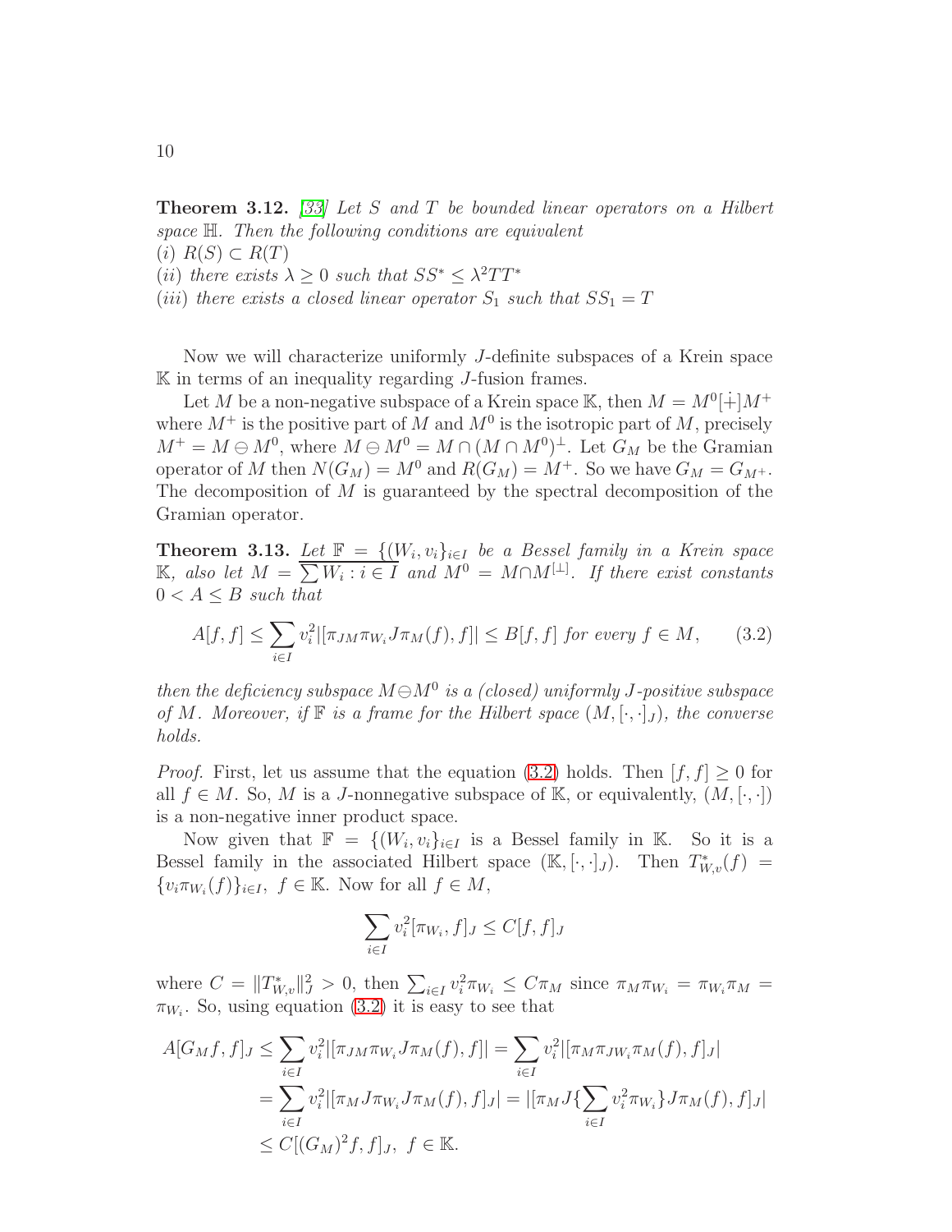**Theorem 3.12.** [33] *Let $S$ and $T$ be bounded linear operators on a Hilbert space $\mathbb{H}$. Then the following conditions are equivalent*
*(i) $R(S) \subset R(T)$*
*(ii) there exists $\lambda \geq 0$ such that $SS^* \leq \lambda^2 TT^*$*
*(iii) there exists a closed linear operator $S_1$ such that $SS_1 = T$*

Now we will characterize uniformly $J$-definite subspaces of a Krein space $\mathbb{K}$ in terms of an inequality regarding $J$-fusion frames.

Let $M$ be a non-negative subspace of a Krein space $\mathbb{K}$, then $M = M^0[\dot{+}]M^+$ where $M^+$ is the positive part of $M$ and $M^0$ is the isotropic part of $M$, precisely $M^+ = M \ominus M^0$, where $M \ominus M^0 = M \cap (M \cap M^0)^\perp$. Let $G_M$ be the Gramian operator of $M$ then $N(G_M) = M^0$ and $R(G_M) = M^+$. So we have $G_M = G_{M^+}$. The decomposition of $M$ is guaranteed by the spectral decomposition of the Gramian operator.

**Theorem 3.13.** *Let $\mathbb{F} = \{(W_i, v_i\}_{i \in I}$ be a Bessel family in a Krein space $\mathbb{K}$, also let $M = \overline{\sum W_i : i \in I}$ and $M^0 = M \cap M^{[\perp]}$. If there exist constants $0 < A \leq B$ such that*

$$A[f,f] \leq \sum_{i \in I} v_i^2 |[\pi_{JM}\pi_{W_i}J\pi_M(f), f]| \leq B[f,f] \text{ for every } f \in M, \tag{3.2}$$

*then the deficiency subspace $M \ominus M^0$ is a (closed) uniformly $J$-positive subspace of $M$. Moreover, if $\mathbb{F}$ is a frame for the Hilbert space $(M, [\cdot,\cdot]_J)$, the converse holds.*

*Proof.* First, let us assume that the equation (3.2) holds. Then $[f,f] \geq 0$ for all $f \in M$. So, $M$ is a $J$-nonnegative subspace of $\mathbb{K}$, or equivalently, $(M, [\cdot,\cdot])$ is a non-negative inner product space.

Now given that $\mathbb{F} = \{(W_i, v_i\}_{i \in I}$ is a Bessel family in $\mathbb{K}$. So it is a Bessel family in the associated Hilbert space $(\mathbb{K}, [\cdot,\cdot]_J)$. Then $T^*_{W,v}(f) = \{v_i \pi_{W_i}(f)\}_{i \in I}$, $f \in \mathbb{K}$. Now for all $f \in M$,

$$\sum_{i \in I} v_i^2 [\pi_{W_i}, f]_J \leq C[f,f]_J$$

where $C = \|T^*_{W,v}\|_J^2 > 0$, then $\sum_{i \in I} v_i^2 \pi_{W_i} \leq C\pi_M$ since $\pi_M \pi_{W_i} = \pi_{W_i}\pi_M = \pi_{W_i}$. So, using equation (3.2) it is easy to see that

$$\begin{aligned}
A[G_M f, f]_J &\leq \sum_{i \in I} v_i^2 |[\pi_{JM}\pi_{W_i}J\pi_M(f), f]| = \sum_{i \in I} v_i^2 |[\pi_M \pi_{JW_i}\pi_M(f), f]_J| \\
&= \sum_{i \in I} v_i^2 |[\pi_M J \pi_{W_i} J \pi_M(f), f]_J| = |[\pi_M J\{\sum_{i \in I} v_i^2 \pi_{W_i}\} J\pi_M(f), f]_J| \\
&\leq C[(G_M)^2 f, f]_J, \; f \in \mathbb{K}.
\end{aligned}$$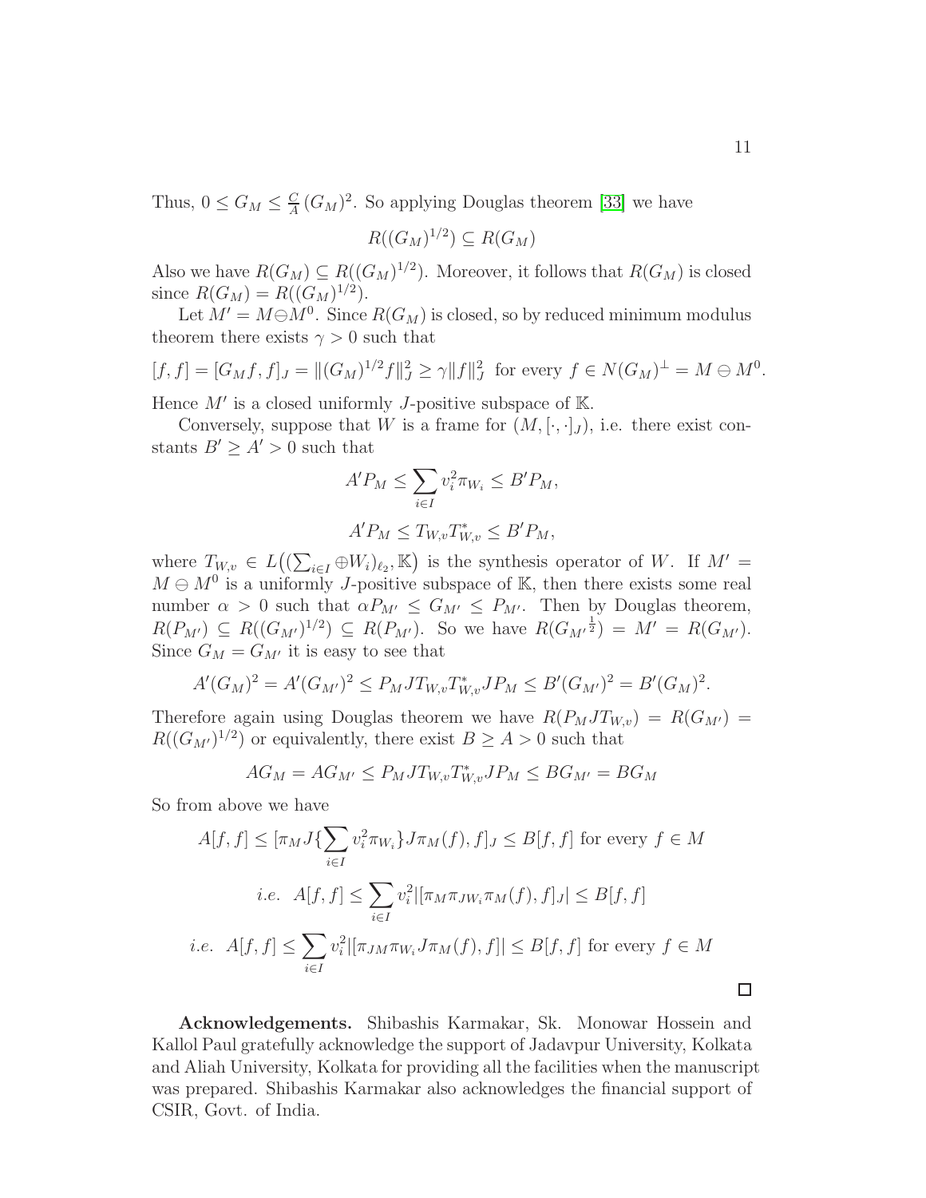Thus, $0 \leq G_M \leq \frac{C}{A}(G_M)^2$. So applying Douglas theorem [33] we have

$$R((G_M)^{1/2}) \subseteq R(G_M)$$

Also we have $R(G_M) \subseteq R((G_M)^{1/2})$. Moreover, it follows that $R(G_M)$ is closed since $R(G_M) = R((G_M)^{1/2})$.

Let $M' = M \ominus M^0$. Since $R(G_M)$ is closed, so by reduced minimum modulus theorem there exists $\gamma > 0$ such that

$$[f, f] = [G_M f, f]_J = \|(G_M)^{1/2} f\|_J^2 \geq \gamma \|f\|_J^2 \text{ for every } f \in N(G_M)^{\perp} = M \ominus M^0.$$

Hence $M'$ is a closed uniformly $J$-positive subspace of $\mathbb{K}$.

Conversely, suppose that $W$ is a frame for $(M, [\cdot, \cdot]_J)$, i.e. there exist constants $B' \geq A' > 0$ such that

$$A' P_M \leq \sum_{i \in I} v_i^2 \pi_{W_i} \leq B' P_M,$$

$$A' P_M \leq T_{W,v} T_{W,v}^* \leq B' P_M,$$

where $T_{W,v} \in L\big((\sum_{i \in I} \oplus W_i)_{\ell_2}, \mathbb{K}\big)$ is the synthesis operator of $W$. If $M' = M \ominus M^0$ is a uniformly $J$-positive subspace of $\mathbb{K}$, then there exists some real number $\alpha > 0$ such that $\alpha P_{M'} \leq G_{M'} \leq P_{M'}$. Then by Douglas theorem, $R(P_{M'}) \subseteq R((G_{M'})^{1/2}) \subseteq R(P_{M'})$. So we have $R(G_{M'}{}^{\frac{1}{2}}) = M' = R(G_{M'})$. Since $G_M = G_{M'}$ it is easy to see that

$$A'(G_M)^2 = A'(G_{M'})^2 \leq P_M J T_{W,v} T_{W,v}^* J P_M \leq B'(G_{M'})^2 = B'(G_M)^2.$$

Therefore again using Douglas theorem we have $R(P_M J T_{W,v}) = R(G_{M'}) = R((G_{M'})^{1/2})$ or equivalently, there exist $B \geq A > 0$ such that

$$A G_M = A G_{M'} \leq P_M J T_{W,v} T_{W,v}^* J P_M \leq B G_{M'} = B G_M$$

So from above we have

$$A[f, f] \leq [\pi_M J \{\sum_{i \in I} v_i^2 \pi_{W_i}\} J \pi_M(f), f]_J \leq B[f, f] \text{ for every } f \in M$$

$$i.e. \;\; A[f, f] \leq \sum_{i \in I} v_i^2 |[\pi_M \pi_{JW_i} \pi_M(f), f]_J| \leq B[f, f]$$

$$i.e. \;\; A[f, f] \leq \sum_{i \in I} v_i^2 |[\pi_{JM} \pi_{W_i} J \pi_M(f), f]| \leq B[f, f] \text{ for every } f \in M$$

□

**Acknowledgements.** Shibashis Karmakar, Sk. Monowar Hossein and Kallol Paul gratefully acknowledge the support of Jadavpur University, Kolkata and Aliah University, Kolkata for providing all the facilities when the manuscript was prepared. Shibashis Karmakar also acknowledges the financial support of CSIR, Govt. of India.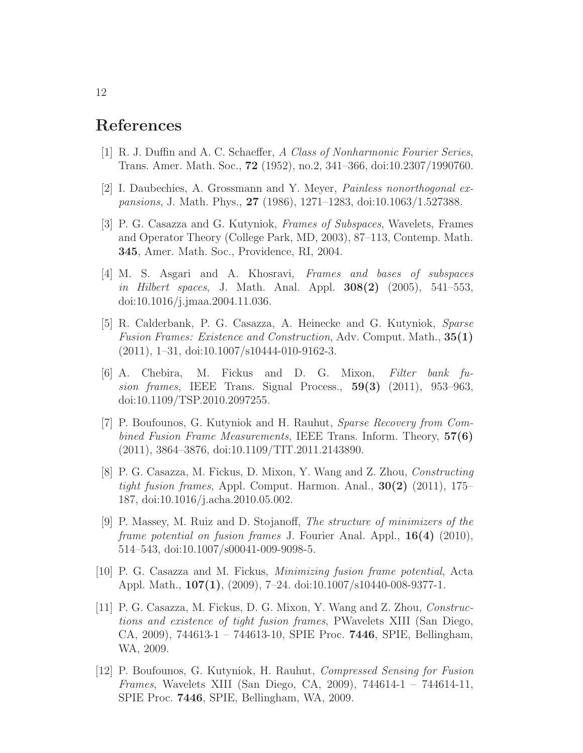## References

[1] R. J. Duffin and A. C. Schaeffer, *A Class of Nonharmonic Fourier Series*, Trans. Amer. Math. Soc., **72** (1952), no.2, 341–366, doi:10.2307/1990760.

[2] I. Daubechies, A. Grossmann and Y. Meyer, *Painless nonorthogonal expansions*, J. Math. Phys., **27** (1986), 1271–1283, doi:10.1063/1.527388.

[3] P. G. Casazza and G. Kutyniok, *Frames of Subspaces*, Wavelets, Frames and Operator Theory (College Park, MD, 2003), 87–113, Contemp. Math. **345**, Amer. Math. Soc., Providence, RI, 2004.

[4] M. S. Asgari and A. Khosravi, *Frames and bases of subspaces in Hilbert spaces*, J. Math. Anal. Appl. **308(2)** (2005), 541–553, doi:10.1016/j.jmaa.2004.11.036.

[5] R. Calderbank, P. G. Casazza, A. Heinecke and G. Kutyniok, *Sparse Fusion Frames: Existence and Construction*, Adv. Comput. Math., **35(1)** (2011), 1–31, doi:10.1007/s10444-010-9162-3.

[6] A. Chebira, M. Fickus and D. G. Mixon, *Filter bank fusion frames*, IEEE Trans. Signal Process., **59(3)** (2011), 953–963, doi:10.1109/TSP.2010.2097255.

[7] P. Boufounos, G. Kutyniok and H. Rauhut, *Sparse Recovery from Combined Fusion Frame Measurements*, IEEE Trans. Inform. Theory, **57(6)** (2011), 3864–3876, doi:10.1109/TIT.2011.2143890.

[8] P. G. Casazza, M. Fickus, D. Mixon, Y. Wang and Z. Zhou, *Constructing tight fusion frames*, Appl. Comput. Harmon. Anal., **30(2)** (2011), 175–187, doi:10.1016/j.acha.2010.05.002.

[9] P. Massey, M. Ruiz and D. Stojanoff, *The structure of minimizers of the frame potential on fusion frames* J. Fourier Anal. Appl., **16(4)** (2010), 514–543, doi:10.1007/s00041-009-9098-5.

[10] P. G. Casazza and M. Fickus, *Minimizing fusion frame potential*, Acta Appl. Math., **107(1)**, (2009), 7–24. doi:10.1007/s10440-008-9377-1.

[11] P. G. Casazza, M. Fickus, D. G. Mixon, Y. Wang and Z. Zhou, *Constructions and existence of tight fusion frames*, PWavelets XIII (San Diego, CA, 2009), 744613-1 – 744613-10, SPIE Proc. **7446**, SPIE, Bellingham, WA, 2009.

[12] P. Boufounos, G. Kutyniok, H. Rauhut, *Compressed Sensing for Fusion Frames*, Wavelets XIII (San Diego, CA, 2009), 744614-1 – 744614-11, SPIE Proc. **7446**, SPIE, Bellingham, WA, 2009.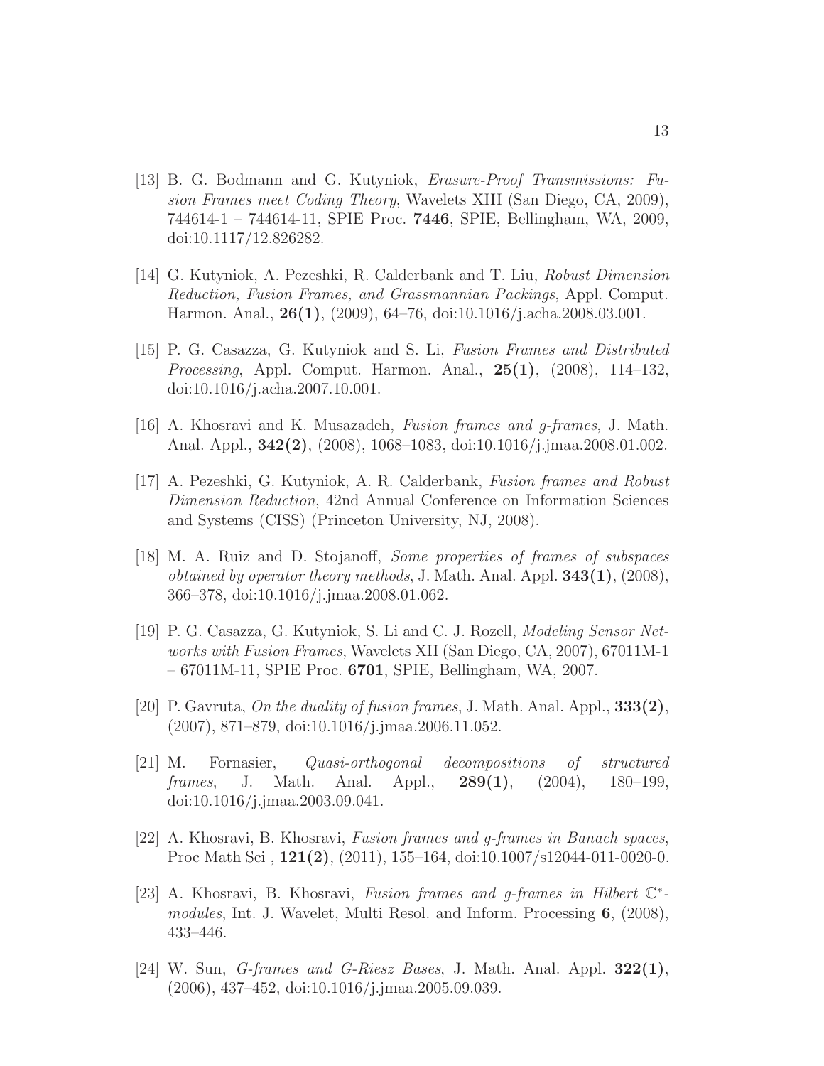[13] B. G. Bodmann and G. Kutyniok, *Erasure-Proof Transmissions: Fusion Frames meet Coding Theory*, Wavelets XIII (San Diego, CA, 2009), 744614-1 – 744614-11, SPIE Proc. **7446**, SPIE, Bellingham, WA, 2009, doi:10.1117/12.826282.

[14] G. Kutyniok, A. Pezeshki, R. Calderbank and T. Liu, *Robust Dimension Reduction, Fusion Frames, and Grassmannian Packings*, Appl. Comput. Harmon. Anal., **26(1)**, (2009), 64–76, doi:10.1016/j.acha.2008.03.001.

[15] P. G. Casazza, G. Kutyniok and S. Li, *Fusion Frames and Distributed Processing*, Appl. Comput. Harmon. Anal., **25(1)**, (2008), 114–132, doi:10.1016/j.acha.2007.10.001.

[16] A. Khosravi and K. Musazadeh, *Fusion frames and g-frames*, J. Math. Anal. Appl., **342(2)**, (2008), 1068–1083, doi:10.1016/j.jmaa.2008.01.002.

[17] A. Pezeshki, G. Kutyniok, A. R. Calderbank, *Fusion frames and Robust Dimension Reduction*, 42nd Annual Conference on Information Sciences and Systems (CISS) (Princeton University, NJ, 2008).

[18] M. A. Ruiz and D. Stojanoff, *Some properties of frames of subspaces obtained by operator theory methods*, J. Math. Anal. Appl. **343(1)**, (2008), 366–378, doi:10.1016/j.jmaa.2008.01.062.

[19] P. G. Casazza, G. Kutyniok, S. Li and C. J. Rozell, *Modeling Sensor Networks with Fusion Frames*, Wavelets XII (San Diego, CA, 2007), 67011M-1 – 67011M-11, SPIE Proc. **6701**, SPIE, Bellingham, WA, 2007.

[20] P. Gavruta, *On the duality of fusion frames*, J. Math. Anal. Appl., **333(2)**, (2007), 871–879, doi:10.1016/j.jmaa.2006.11.052.

[21] M. Fornasier, *Quasi-orthogonal decompositions of structured frames*, J. Math. Anal. Appl., **289(1)**, (2004), 180–199, doi:10.1016/j.jmaa.2003.09.041.

[22] A. Khosravi, B. Khosravi, *Fusion frames and g-frames in Banach spaces*, Proc Math Sci , **121(2)**, (2011), 155–164, doi:10.1007/s12044-011-0020-0.

[23] A. Khosravi, B. Khosravi, *Fusion frames and g-frames in Hilbert $\mathbb{C}^*$-modules*, Int. J. Wavelet, Multi Resol. and Inform. Processing **6**, (2008), 433–446.

[24] W. Sun, *G-frames and G-Riesz Bases*, J. Math. Anal. Appl. **322(1)**, (2006), 437–452, doi:10.1016/j.jmaa.2005.09.039.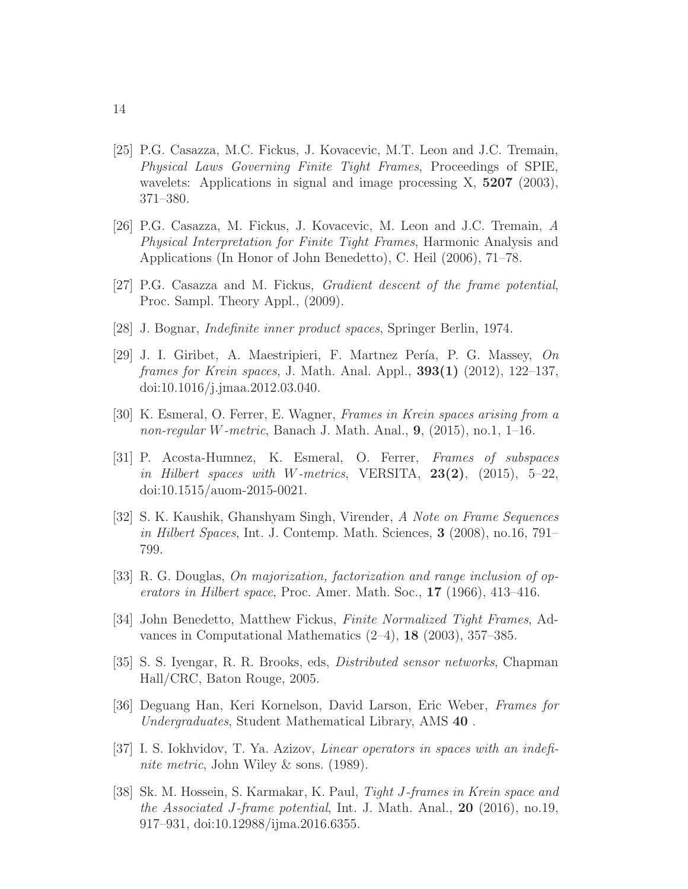[25] P.G. Casazza, M.C. Fickus, J. Kovacevic, M.T. Leon and J.C. Tremain, *Physical Laws Governing Finite Tight Frames*, Proceedings of SPIE, wavelets: Applications in signal and image processing X, **5207** (2003), 371–380.

[26] P.G. Casazza, M. Fickus, J. Kovacevic, M. Leon and J.C. Tremain, *A Physical Interpretation for Finite Tight Frames*, Harmonic Analysis and Applications (In Honor of John Benedetto), C. Heil (2006), 71–78.

[27] P.G. Casazza and M. Fickus, *Gradient descent of the frame potential*, Proc. Sampl. Theory Appl., (2009).

[28] J. Bognar, *Indefinite inner product spaces*, Springer Berlin, 1974.

[29] J. I. Giribet, A. Maestripieri, F. Martnez Pería, P. G. Massey, *On frames for Krein spaces*, J. Math. Anal. Appl., **393(1)** (2012), 122–137, doi:10.1016/j.jmaa.2012.03.040.

[30] K. Esmeral, O. Ferrer, E. Wagner, *Frames in Krein spaces arising from a non-regular W-metric*, Banach J. Math. Anal., **9**, (2015), no.1, 1–16.

[31] P. Acosta-Humnez, K. Esmeral, O. Ferrer, *Frames of subspaces in Hilbert spaces with W-metrics*, VERSITA, **23(2)**, (2015), 5–22, doi:10.1515/auom-2015-0021.

[32] S. K. Kaushik, Ghanshyam Singh, Virender, *A Note on Frame Sequences in Hilbert Spaces*, Int. J. Contemp. Math. Sciences, **3** (2008), no.16, 791–799.

[33] R. G. Douglas, *On majorization, factorization and range inclusion of operators in Hilbert space*, Proc. Amer. Math. Soc., **17** (1966), 413–416.

[34] John Benedetto, Matthew Fickus, *Finite Normalized Tight Frames*, Advances in Computational Mathematics (2–4), **18** (2003), 357–385.

[35] S. S. Iyengar, R. R. Brooks, eds, *Distributed sensor networks*, Chapman Hall/CRC, Baton Rouge, 2005.

[36] Deguang Han, Keri Kornelson, David Larson, Eric Weber, *Frames for Undergraduates*, Student Mathematical Library, AMS **40** .

[37] I. S. Iokhvidov, T. Ya. Azizov, *Linear operators in spaces with an indefinite metric*, John Wiley & sons. (1989).

[38] Sk. M. Hossein, S. Karmakar, K. Paul, *Tight J-frames in Krein space and the Associated J-frame potential*, Int. J. Math. Anal., **20** (2016), no.19, 917–931, doi:10.12988/ijma.2016.6355.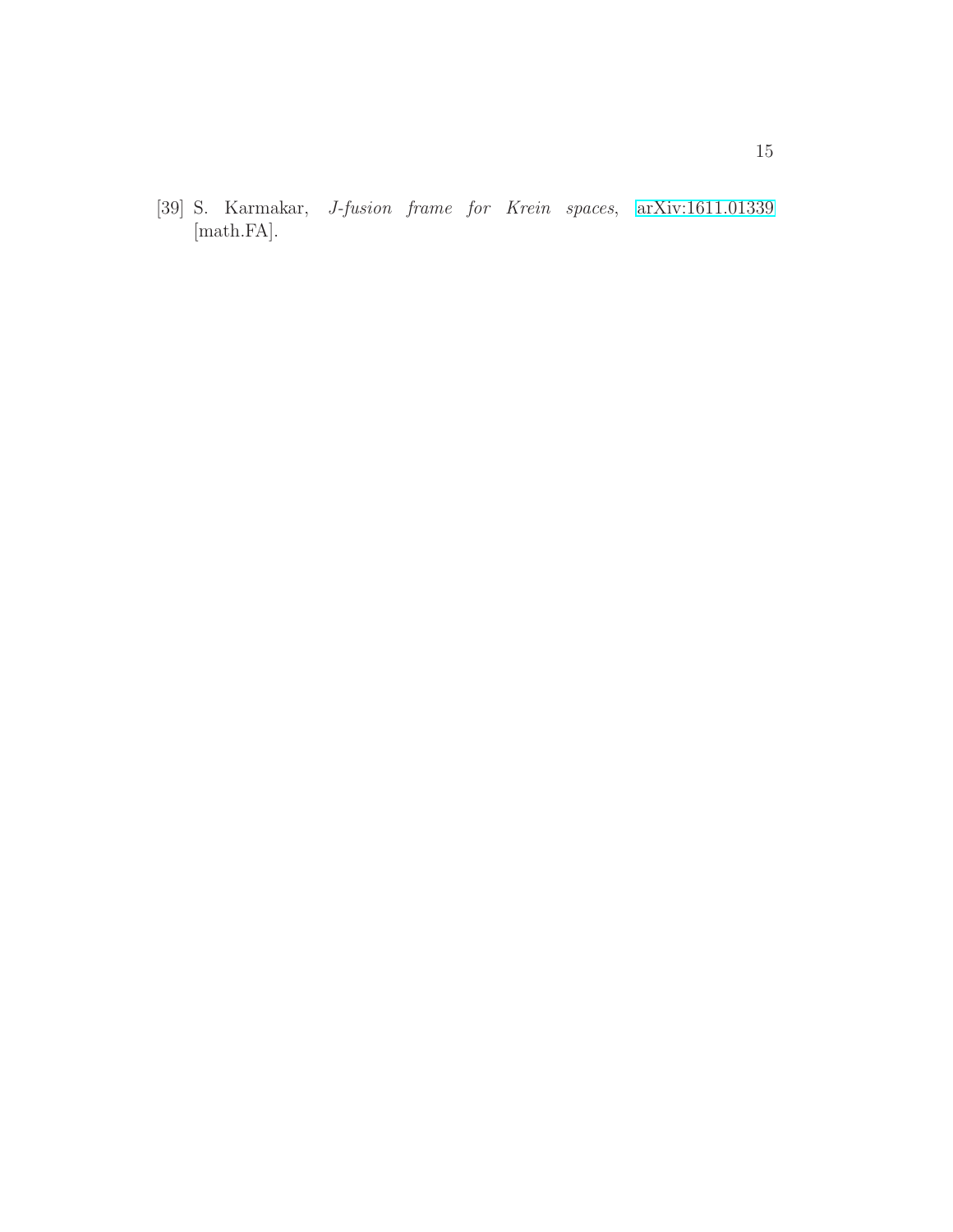[39] S. Karmakar, *J-fusion frame for Krein spaces*, arXiv:1611.01339 [math.FA].